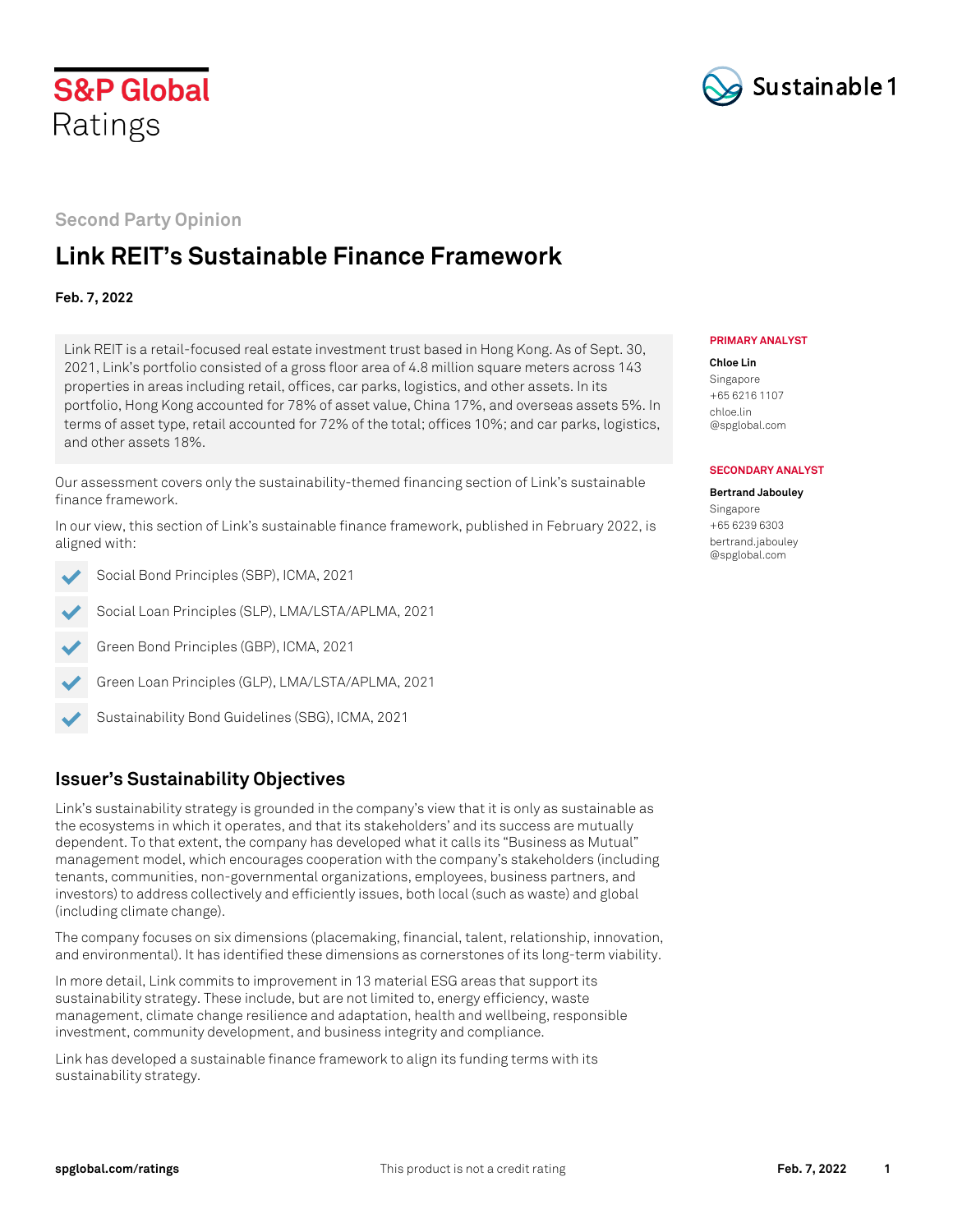S&P Global Ratings

Sustainable1

Second Party Opinion

# Link REIT's Sustainable Finance Framework

**Feb. 7, 2022**

Link REIT is a retail-focused real estate investment trust based in Hong Kong. As of Sept. 30, 2021, Link's portfolio consisted of a gross floor area of 4.8 million square meters across 143 properties in areas including retail, offices, car parks, logistics, and other assets. In its portfolio, Hong Kong accounted for 78% of asset value, China 17%, and overseas assets 5%. In terms of asset type, retail accounted for 72% of the total; offices 10%; and car parks, logistics, and other assets 18%.

Our assessment covers only the sustainability-themed financing section of Link's sustainable finance framework.

In our view, this section of Link's sustainable finance framework, published in February 2022, is aligned with:

- ✓ Social Bond Principles (SBP), ICMA, 2021
- ✓ Social Loan Principles (SLP), LMA/LSTA/APLMA, 2021
- ✓ Green Bond Principles (GBP), ICMA, 2021
- ✓ Green Loan Principles (GLP), LMA/LSTA/APLMA, 2021
- ✓ Sustainability Bond Guidelines (SBG), ICMA, 2021

**PRIMARY ANALYST**

**Chloe Lin**
Singapore
+65 6216 1107
chloe.lin@spglobal.com

**SECONDARY ANALYST**

**Bertrand Jabouley**
Singapore
+65 6239 6303
bertrand.jabouley@spglobal.com

## Issuer's Sustainability Objectives

Link's sustainability strategy is grounded in the company's view that it is only as sustainable as the ecosystems in which it operates, and that its stakeholders' and its success are mutually dependent. To that extent, the company has developed what it calls its "Business as Mutual" management model, which encourages cooperation with the company's stakeholders (including tenants, communities, non-governmental organizations, employees, business partners, and investors) to address collectively and efficiently issues, both local (such as waste) and global (including climate change).

The company focuses on six dimensions (placemaking, financial, talent, relationship, innovation, and environmental). It has identified these dimensions as cornerstones of its long-term viability.

In more detail, Link commits to improvement in 13 material ESG areas that support its sustainability strategy. These include, but are not limited to, energy efficiency, waste management, climate change resilience and adaptation, health and wellbeing, responsible investment, community development, and business integrity and compliance.

Link has developed a sustainable finance framework to align its funding terms with its sustainability strategy.

spglobal.com/ratings — This product is not a credit rating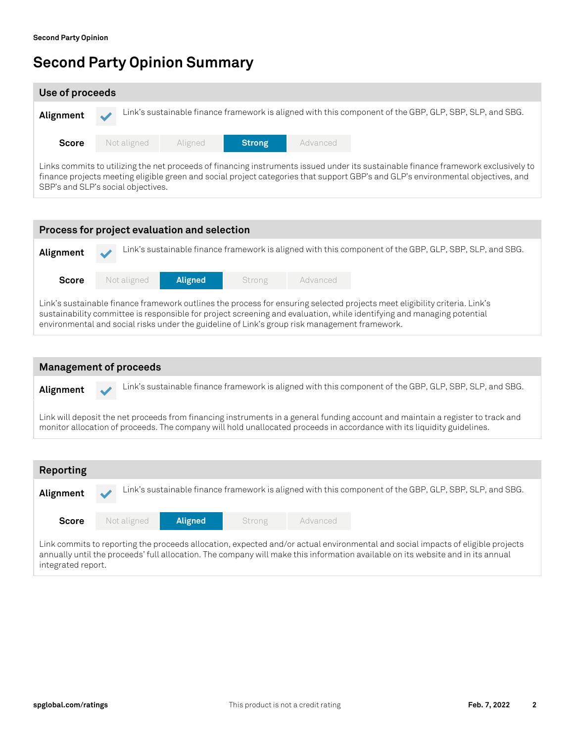# Second Party Opinion Summary

## Use of proceeds

**Alignment** ✔ Link's sustainable finance framework is aligned with this component of the GBP, GLP, SBP, SLP, and SBG.

**Score**

| Not aligned | Aligned | Strong | Advanced |
|---|---|---|---|
| | | **Strong** | |

Links commits to utilizing the net proceeds of financing instruments issued under its sustainable finance framework exclusively to finance projects meeting eligible green and social project categories that support GBP's and GLP's environmental objectives, and SBP's and SLP's social objectives.

## Process for project evaluation and selection

**Alignment** ✔ Link's sustainable finance framework is aligned with this component of the GBP, GLP, SBP, SLP, and SBG.

**Score**

| Not aligned | Aligned | Strong | Advanced |
|---|---|---|---|
| | **Aligned** | | |

Link's sustainable finance framework outlines the process for ensuring selected projects meet eligibility criteria. Link's sustainability committee is responsible for project screening and evaluation, while identifying and managing potential environmental and social risks under the guideline of Link's group risk management framework.

## Management of proceeds

**Alignment** ✔ Link's sustainable finance framework is aligned with this component of the GBP, GLP, SBP, SLP, and SBG.

Link will deposit the net proceeds from financing instruments in a general funding account and maintain a register to track and monitor allocation of proceeds. The company will hold unallocated proceeds in accordance with its liquidity guidelines.

## Reporting

**Alignment** ✔ Link's sustainable finance framework is aligned with this component of the GBP, GLP, SBP, SLP, and SBG.

**Score**

| Not aligned | Aligned | Strong | Advanced |
|---|---|---|---|
| | **Aligned** | | |

Link commits to reporting the proceeds allocation, expected and/or actual environmental and social impacts of eligible projects annually until the proceeds' full allocation. The company will make this information available on its website and in its annual integrated report.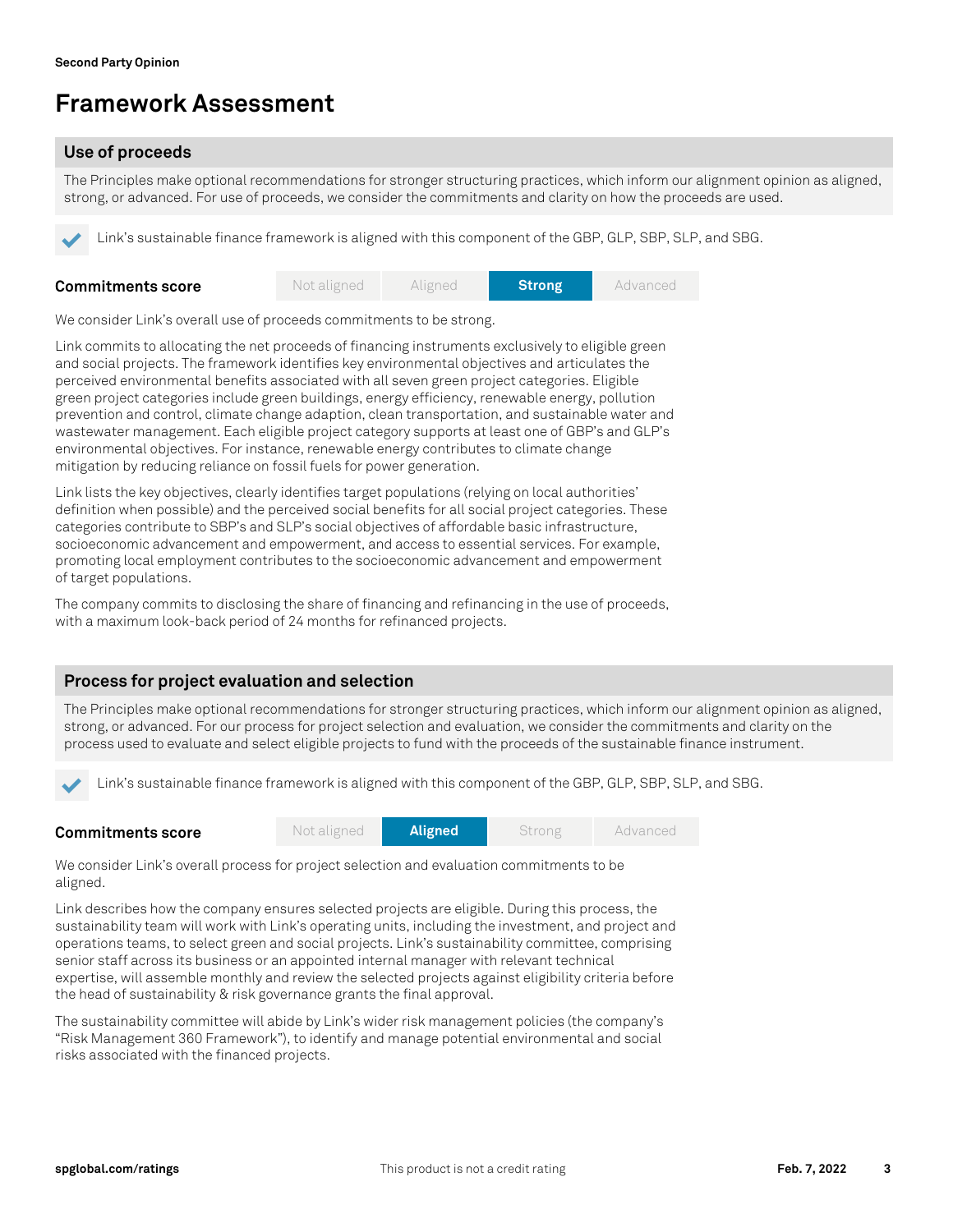# Framework Assessment

## Use of proceeds

The Principles make optional recommendations for stronger structuring practices, which inform our alignment opinion as aligned, strong, or advanced. For use of proceeds, we consider the commitments and clarity on how the proceeds are used.

✔ Link's sustainable finance framework is aligned with this component of the GBP, GLP, SBP, SLP, and SBG.

| **Commitments score** | Not aligned | Aligned | **Strong** | Advanced |
| --- | --- | --- | --- | --- |

We consider Link's overall use of proceeds commitments to be strong.

Link commits to allocating the net proceeds of financing instruments exclusively to eligible green and social projects. The framework identifies key environmental objectives and articulates the perceived environmental benefits associated with all seven green project categories. Eligible green project categories include green buildings, energy efficiency, renewable energy, pollution prevention and control, climate change adaption, clean transportation, and sustainable water and wastewater management. Each eligible project category supports at least one of GBP's and GLP's environmental objectives. For instance, renewable energy contributes to climate change mitigation by reducing reliance on fossil fuels for power generation.

Link lists the key objectives, clearly identifies target populations (relying on local authorities' definition when possible) and the perceived social benefits for all social project categories. These categories contribute to SBP's and SLP's social objectives of affordable basic infrastructure, socioeconomic advancement and empowerment, and access to essential services. For example, promoting local employment contributes to the socioeconomic advancement and empowerment of target populations.

The company commits to disclosing the share of financing and refinancing in the use of proceeds, with a maximum look-back period of 24 months for refinanced projects.

## Process for project evaluation and selection

The Principles make optional recommendations for stronger structuring practices, which inform our alignment opinion as aligned, strong, or advanced. For our process for project selection and evaluation, we consider the commitments and clarity on the process used to evaluate and select eligible projects to fund with the proceeds of the sustainable finance instrument.

✔ Link's sustainable finance framework is aligned with this component of the GBP, GLP, SBP, SLP, and SBG.

| **Commitments score** | Not aligned | **Aligned** | Strong | Advanced |
| --- | --- | --- | --- | --- |

We consider Link's overall process for project selection and evaluation commitments to be aligned.

Link describes how the company ensures selected projects are eligible. During this process, the sustainability team will work with Link's operating units, including the investment, and project and operations teams, to select green and social projects. Link's sustainability committee, comprising senior staff across its business or an appointed internal manager with relevant technical expertise, will assemble monthly and review the selected projects against eligibility criteria before the head of sustainability & risk governance grants the final approval.

The sustainability committee will abide by Link's wider risk management policies (the company's "Risk Management 360 Framework"), to identify and manage potential environmental and social risks associated with the financed projects.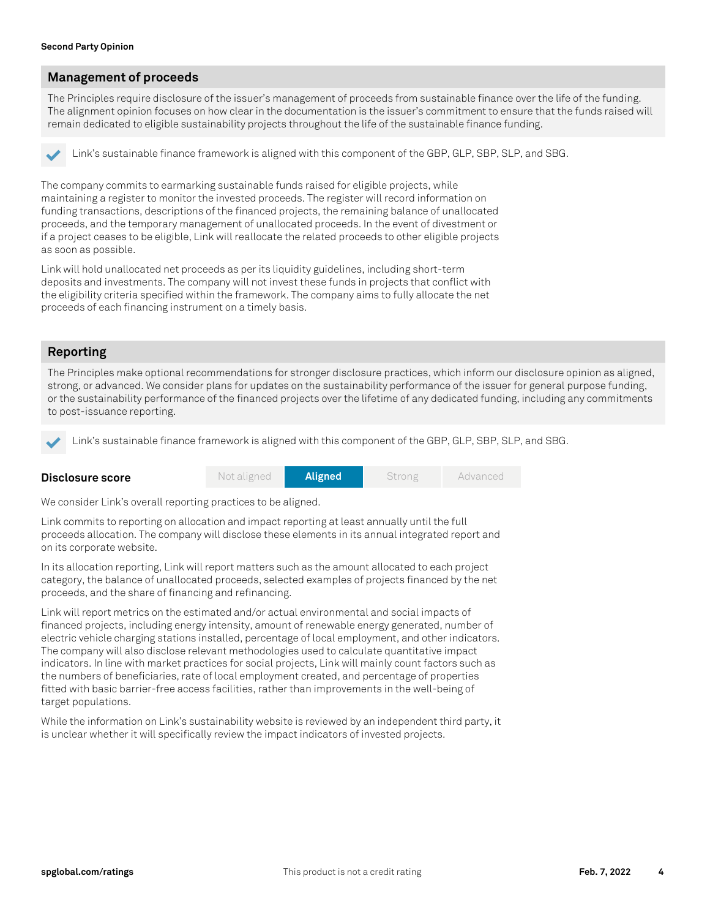## Management of proceeds

The Principles require disclosure of the issuer's management of proceeds from sustainable finance over the life of the funding. The alignment opinion focuses on how clear in the documentation is the issuer's commitment to ensure that the funds raised will remain dedicated to eligible sustainability projects throughout the life of the sustainable finance funding.

✔ Link's sustainable finance framework is aligned with this component of the GBP, GLP, SBP, SLP, and SBG.

The company commits to earmarking sustainable funds raised for eligible projects, while maintaining a register to monitor the invested proceeds. The register will record information on funding transactions, descriptions of the financed projects, the remaining balance of unallocated proceeds, and the temporary management of unallocated proceeds. In the event of divestment or if a project ceases to be eligible, Link will reallocate the related proceeds to other eligible projects as soon as possible.

Link will hold unallocated net proceeds as per its liquidity guidelines, including short-term deposits and investments. The company will not invest these funds in projects that conflict with the eligibility criteria specified within the framework. The company aims to fully allocate the net proceeds of each financing instrument on a timely basis.

## Reporting

The Principles make optional recommendations for stronger disclosure practices, which inform our disclosure opinion as aligned, strong, or advanced. We consider plans for updates on the sustainability performance of the issuer for general purpose funding, or the sustainability performance of the financed projects over the lifetime of any dedicated funding, including any commitments to post-issuance reporting.

✔ Link's sustainable finance framework is aligned with this component of the GBP, GLP, SBP, SLP, and SBG.

| Disclosure score | Not aligned | **Aligned** | Strong | Advanced |
|---|---|---|---|---|

We consider Link's overall reporting practices to be aligned.

Link commits to reporting on allocation and impact reporting at least annually until the full proceeds allocation. The company will disclose these elements in its annual integrated report and on its corporate website.

In its allocation reporting, Link will report matters such as the amount allocated to each project category, the balance of unallocated proceeds, selected examples of projects financed by the net proceeds, and the share of financing and refinancing.

Link will report metrics on the estimated and/or actual environmental and social impacts of financed projects, including energy intensity, amount of renewable energy generated, number of electric vehicle charging stations installed, percentage of local employment, and other indicators. The company will also disclose relevant methodologies used to calculate quantitative impact indicators. In line with market practices for social projects, Link will mainly count factors such as the numbers of beneficiaries, rate of local employment created, and percentage of properties fitted with basic barrier-free access facilities, rather than improvements in the well-being of target populations.

While the information on Link's sustainability website is reviewed by an independent third party, it is unclear whether it will specifically review the impact indicators of invested projects.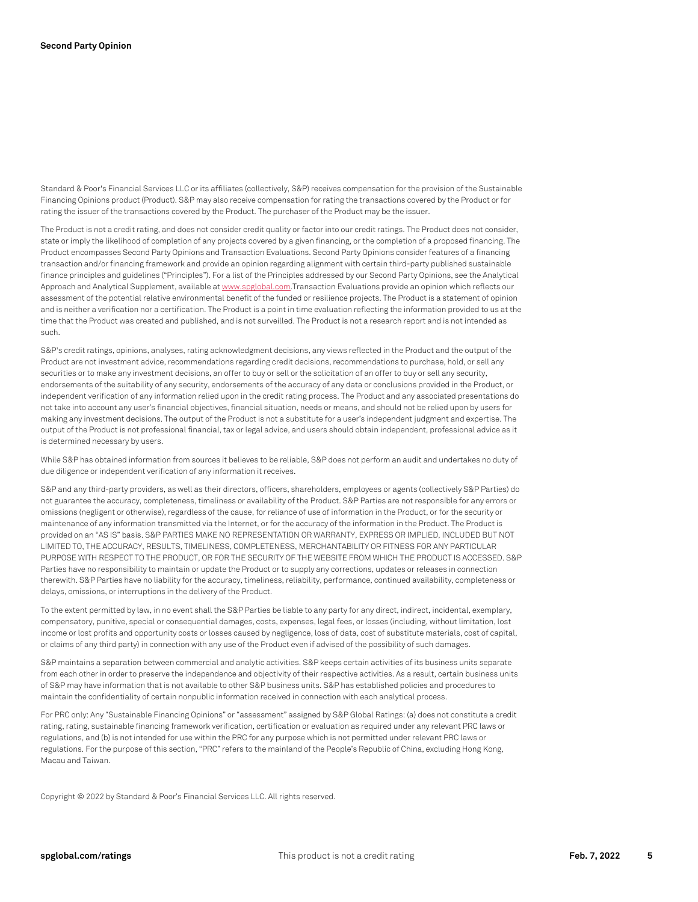Standard & Poor's Financial Services LLC or its affiliates (collectively, S&P) receives compensation for the provision of the Sustainable Financing Opinions product (Product). S&P may also receive compensation for rating the transactions covered by the Product or for rating the issuer of the transactions covered by the Product. The purchaser of the Product may be the issuer.

The Product is not a credit rating, and does not consider credit quality or factor into our credit ratings. The Product does not consider, state or imply the likelihood of completion of any projects covered by a given financing, or the completion of a proposed financing. The Product encompasses Second Party Opinions and Transaction Evaluations. Second Party Opinions consider features of a financing transaction and/or financing framework and provide an opinion regarding alignment with certain third-party published sustainable finance principles and guidelines ("Principles"). For a list of the Principles addressed by our Second Party Opinions, see the Analytical Approach and Analytical Supplement, available at www.spglobal.com.Transaction Evaluations provide an opinion which reflects our assessment of the potential relative environmental benefit of the funded or resilience projects. The Product is a statement of opinion and is neither a verification nor a certification. The Product is a point in time evaluation reflecting the information provided to us at the time that the Product was created and published, and is not surveilled. The Product is not a research report and is not intended as such.

S&P's credit ratings, opinions, analyses, rating acknowledgment decisions, any views reflected in the Product and the output of the Product are not investment advice, recommendations regarding credit decisions, recommendations to purchase, hold, or sell any securities or to make any investment decisions, an offer to buy or sell or the solicitation of an offer to buy or sell any security, endorsements of the suitability of any security, endorsements of the accuracy of any data or conclusions provided in the Product, or independent verification of any information relied upon in the credit rating process. The Product and any associated presentations do not take into account any user's financial objectives, financial situation, needs or means, and should not be relied upon by users for making any investment decisions. The output of the Product is not a substitute for a user's independent judgment and expertise. The output of the Product is not professional financial, tax or legal advice, and users should obtain independent, professional advice as it is determined necessary by users.

While S&P has obtained information from sources it believes to be reliable, S&P does not perform an audit and undertakes no duty of due diligence or independent verification of any information it receives.

S&P and any third-party providers, as well as their directors, officers, shareholders, employees or agents (collectively S&P Parties) do not guarantee the accuracy, completeness, timeliness or availability of the Product. S&P Parties are not responsible for any errors or omissions (negligent or otherwise), regardless of the cause, for reliance of use of information in the Product, or for the security or maintenance of any information transmitted via the Internet, or for the accuracy of the information in the Product. The Product is provided on an "AS IS" basis. S&P PARTIES MAKE NO REPRESENTATION OR WARRANTY, EXPRESS OR IMPLIED, INCLUDED BUT NOT LIMITED TO, THE ACCURACY, RESULTS, TIMELINESS, COMPLETENESS, MERCHANTABILITY OR FITNESS FOR ANY PARTICULAR PURPOSE WITH RESPECT TO THE PRODUCT, OR FOR THE SECURITY OF THE WEBSITE FROM WHICH THE PRODUCT IS ACCESSED. S&P Parties have no responsibility to maintain or update the Product or to supply any corrections, updates or releases in connection therewith. S&P Parties have no liability for the accuracy, timeliness, reliability, performance, continued availability, completeness or delays, omissions, or interruptions in the delivery of the Product.

To the extent permitted by law, in no event shall the S&P Parties be liable to any party for any direct, indirect, incidental, exemplary, compensatory, punitive, special or consequential damages, costs, expenses, legal fees, or losses (including, without limitation, lost income or lost profits and opportunity costs or losses caused by negligence, loss of data, cost of substitute materials, cost of capital, or claims of any third party) in connection with any use of the Product even if advised of the possibility of such damages.

S&P maintains a separation between commercial and analytic activities. S&P keeps certain activities of its business units separate from each other in order to preserve the independence and objectivity of their respective activities. As a result, certain business units of S&P may have information that is not available to other S&P business units. S&P has established policies and procedures to maintain the confidentiality of certain nonpublic information received in connection with each analytical process.

For PRC only: Any "Sustainable Financing Opinions" or "assessment" assigned by S&P Global Ratings: (a) does not constitute a credit rating, rating, sustainable financing framework verification, certification or evaluation as required under any relevant PRC laws or regulations, and (b) is not intended for use within the PRC for any purpose which is not permitted under relevant PRC laws or regulations. For the purpose of this section, "PRC" refers to the mainland of the People's Republic of China, excluding Hong Kong, Macau and Taiwan.

Copyright © 2022 by Standard & Poor's Financial Services LLC. All rights reserved.